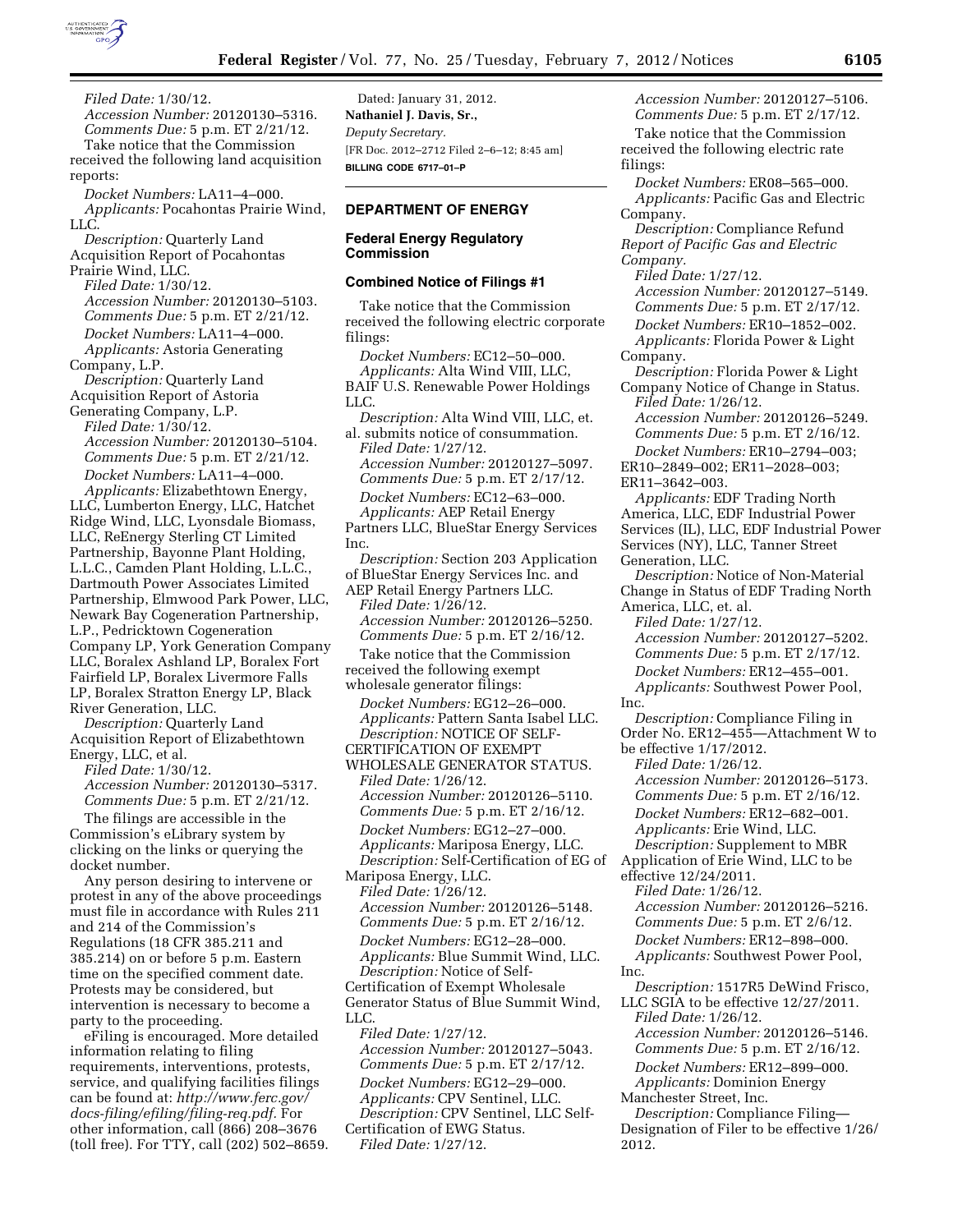*Filed Date:* 1/30/12.
*Accession Number:* 20120130–5316.
*Comments Due:* 5 p.m. ET 2/21/12.

Take notice that the Commission received the following land acquisition reports:

*Docket Numbers:* LA11–4–000.
*Applicants:* Pocahontas Prairie Wind, LLC.
*Description:* Quarterly Land Acquisition Report of Pocahontas Prairie Wind, LLC.
*Filed Date:* 1/30/12.
*Accession Number:* 20120130–5103.
*Comments Due:* 5 p.m. ET 2/21/12.

*Docket Numbers:* LA11–4–000.
*Applicants:* Astoria Generating Company, L.P.
*Description:* Quarterly Land Acquisition Report of Astoria Generating Company, L.P.
*Filed Date:* 1/30/12.
*Accession Number:* 20120130–5104.
*Comments Due:* 5 p.m. ET 2/21/12.

*Docket Numbers:* LA11–4–000.
*Applicants:* Elizabethtown Energy, LLC, Lumberton Energy, LLC, Hatchet Ridge Wind, LLC, Lyonsdale Biomass, LLC, ReEnergy Sterling CT Limited Partnership, Bayonne Plant Holding, L.L.C., Camden Plant Holding, L.L.C., Dartmouth Power Associates Limited Partnership, Elmwood Park Power, LLC, Newark Bay Cogeneration Partnership, L.P., Pedricktown Cogeneration Company LP, York Generation Company LLC, Boralex Ashland LP, Boralex Fort Fairfield LP, Boralex Livermore Falls LP, Boralex Stratton Energy LP, Black River Generation, LLC.
*Description:* Quarterly Land Acquisition Report of Elizabethtown Energy, LLC, et al.
*Filed Date:* 1/30/12.
*Accession Number:* 20120130–5317.
*Comments Due:* 5 p.m. ET 2/21/12.

The filings are accessible in the Commission's eLibrary system by clicking on the links or querying the docket number.

Any person desiring to intervene or protest in any of the above proceedings must file in accordance with Rules 211 and 214 of the Commission's Regulations (18 CFR 385.211 and 385.214) on or before 5 p.m. Eastern time on the specified comment date. Protests may be considered, but intervention is necessary to become a party to the proceeding.

eFiling is encouraged. More detailed information relating to filing requirements, interventions, protests, service, and qualifying facilities filings can be found at: *http://www.ferc.gov/docs-filing/efiling/filing-req.pdf.* For other information, call (866) 208–3676 (toll free). For TTY, call (202) 502–8659.

Dated: January 31, 2012.

**Nathaniel J. Davis, Sr.,**
*Deputy Secretary.*

[FR Doc. 2012–2712 Filed 2–6–12; 8:45 am]

**BILLING CODE 6717–01–P**

## DEPARTMENT OF ENERGY

### Federal Energy Regulatory Commission

### Combined Notice of Filings #1

Take notice that the Commission received the following electric corporate filings:

*Docket Numbers:* EC12–50–000.
*Applicants:* Alta Wind VIII, LLC, BAIF U.S. Renewable Power Holdings LLC.
*Description:* Alta Wind VIII, LLC, et. al. submits notice of consummation.
*Filed Date:* 1/27/12.
*Accession Number:* 20120127–5097.
*Comments Due:* 5 p.m. ET 2/17/12.

*Docket Numbers:* EC12–63–000.
*Applicants:* AEP Retail Energy Partners LLC, BlueStar Energy Services Inc.
*Description:* Section 203 Application of BlueStar Energy Services Inc. and AEP Retail Energy Partners LLC.
*Filed Date:* 1/26/12.
*Accession Number:* 20120126–5250.
*Comments Due:* 5 p.m. ET 2/16/12.

Take notice that the Commission received the following exempt wholesale generator filings:

*Docket Numbers:* EG12–26–000.
*Applicants:* Pattern Santa Isabel LLC.
*Description:* NOTICE OF SELF-CERTIFICATION OF EXEMPT WHOLESALE GENERATOR STATUS.
*Filed Date:* 1/26/12.
*Accession Number:* 20120126–5110.
*Comments Due:* 5 p.m. ET 2/16/12.

*Docket Numbers:* EG12–27–000.
*Applicants:* Mariposa Energy, LLC.
*Description:* Self-Certification of EG of Mariposa Energy, LLC.
*Filed Date:* 1/26/12.
*Accession Number:* 20120126–5148.
*Comments Due:* 5 p.m. ET 2/16/12.

*Docket Numbers:* EG12–28–000.
*Applicants:* Blue Summit Wind, LLC.
*Description:* Notice of Self-Certification of Exempt Wholesale Generator Status of Blue Summit Wind, LLC.
*Filed Date:* 1/27/12.
*Accession Number:* 20120127–5043.
*Comments Due:* 5 p.m. ET 2/17/12.

*Docket Numbers:* EG12–29–000.
*Applicants:* CPV Sentinel, LLC.
*Description:* CPV Sentinel, LLC Self-Certification of EWG Status.
*Filed Date:* 1/27/12.
*Accession Number:* 20120127–5106.
*Comments Due:* 5 p.m. ET 2/17/12.

Take notice that the Commission received the following electric rate filings:

*Docket Numbers:* ER08–565–000.
*Applicants:* Pacific Gas and Electric Company.
*Description:* Compliance Refund *Report of Pacific Gas and Electric Company.*
*Filed Date:* 1/27/12.
*Accession Number:* 20120127–5149.
*Comments Due:* 5 p.m. ET 2/17/12.

*Docket Numbers:* ER10–1852–002.
*Applicants:* Florida Power & Light Company.
*Description:* Florida Power & Light Company Notice of Change in Status.
*Filed Date:* 1/26/12.
*Accession Number:* 20120126–5249.
*Comments Due:* 5 p.m. ET 2/16/12.

*Docket Numbers:* ER10–2794–003; ER10–2849–002; ER11–2028–003; ER11–3642–003.
*Applicants:* EDF Trading North America, LLC, EDF Industrial Power Services (IL), LLC, EDF Industrial Power Services (NY), LLC, Tanner Street Generation, LLC.
*Description:* Notice of Non-Material Change in Status of EDF Trading North America, LLC, et. al.
*Filed Date:* 1/27/12.
*Accession Number:* 20120127–5202.
*Comments Due:* 5 p.m. ET 2/17/12.

*Docket Numbers:* ER12–455–001.
*Applicants:* Southwest Power Pool, Inc.
*Description:* Compliance Filing in Order No. ER12–455—Attachment W to be effective 1/17/2012.
*Filed Date:* 1/26/12.
*Accession Number:* 20120126–5173.
*Comments Due:* 5 p.m. ET 2/16/12.

*Docket Numbers:* ER12–682–001.
*Applicants:* Erie Wind, LLC.
*Description:* Supplement to MBR Application of Erie Wind, LLC to be effective 12/24/2011.
*Filed Date:* 1/26/12.
*Accession Number:* 20120126–5216.
*Comments Due:* 5 p.m. ET 2/6/12.

*Docket Numbers:* ER12–898–000.
*Applicants:* Southwest Power Pool, Inc.
*Description:* 1517R5 DeWind Frisco, LLC SGIA to be effective 12/27/2011.
*Filed Date:* 1/26/12.
*Accession Number:* 20120126–5146.
*Comments Due:* 5 p.m. ET 2/16/12.

*Docket Numbers:* ER12–899–000.
*Applicants:* Dominion Energy Manchester Street, Inc.
*Description:* Compliance Filing—Designation of Filer to be effective 1/26/2012.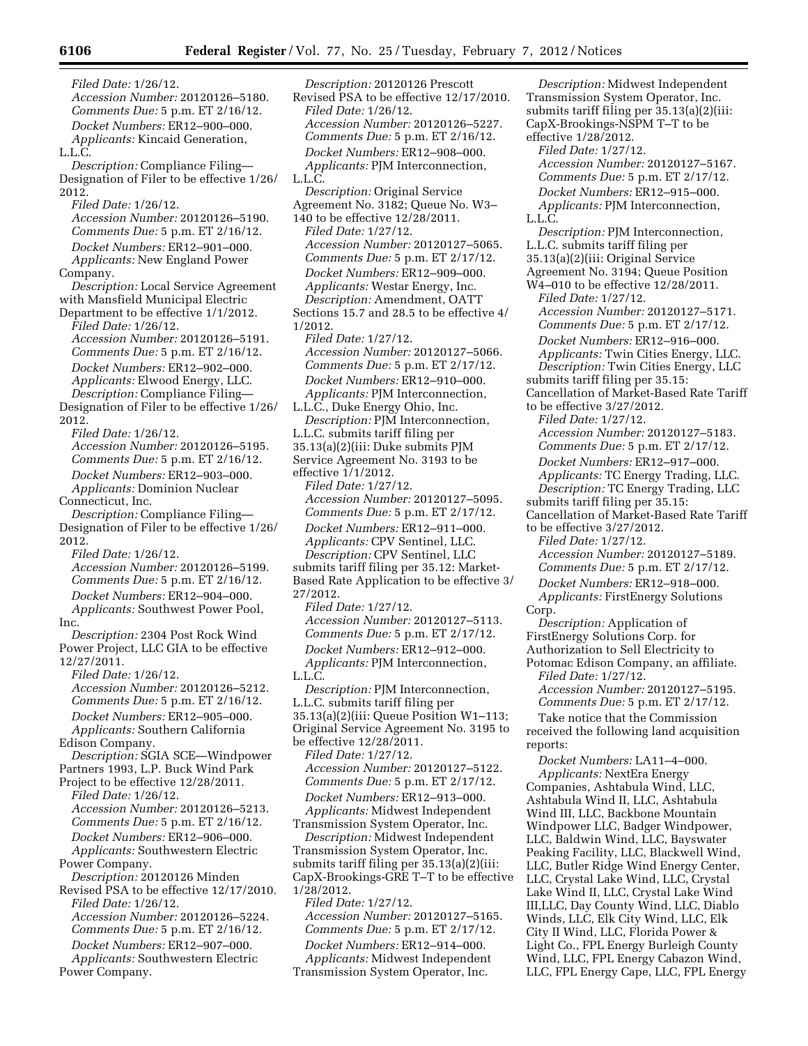*Filed Date:* 1/26/12.

*Accession Number:* 20120126–5180.

*Comments Due:* 5 p.m. ET 2/16/12.

*Docket Numbers:* ER12–900–000.

*Applicants:* Kincaid Generation, L.L.C.

*Description:* Compliance Filing— Designation of Filer to be effective 1/26/2012.

*Filed Date:* 1/26/12.

*Accession Number:* 20120126–5190.

*Comments Due:* 5 p.m. ET 2/16/12.

*Docket Numbers:* ER12–901–000.

*Applicants:* New England Power Company.

*Description:* Local Service Agreement with Mansfield Municipal Electric Department to be effective 1/1/2012.

*Filed Date:* 1/26/12.

*Accession Number:* 20120126–5191.

*Comments Due:* 5 p.m. ET 2/16/12.

*Docket Numbers:* ER12–902–000.

*Applicants:* Elwood Energy, LLC.

*Description:* Compliance Filing— Designation of Filer to be effective 1/26/2012.

*Filed Date:* 1/26/12.

*Accession Number:* 20120126–5195.

*Comments Due:* 5 p.m. ET 2/16/12.

*Docket Numbers:* ER12–903–000.

*Applicants:* Dominion Nuclear Connecticut, Inc.

*Description:* Compliance Filing— Designation of Filer to be effective 1/26/2012.

*Filed Date:* 1/26/12.

*Accession Number:* 20120126–5199.

*Comments Due:* 5 p.m. ET 2/16/12.

*Docket Numbers:* ER12–904–000.

*Applicants:* Southwest Power Pool, Inc.

*Description:* 2304 Post Rock Wind Power Project, LLC GIA to be effective 12/27/2011.

*Filed Date:* 1/26/12.

*Accession Number:* 20120126–5212.

*Comments Due:* 5 p.m. ET 2/16/12.

*Docket Numbers:* ER12–905–000.

*Applicants:* Southern California Edison Company.

*Description:* SGIA SCE—Windpower Partners 1993, L.P. Buck Wind Park Project to be effective 12/28/2011.

*Filed Date:* 1/26/12.

*Accession Number:* 20120126–5213.

*Comments Due:* 5 p.m. ET 2/16/12.

*Docket Numbers:* ER12–906–000.

*Applicants:* Southwestern Electric Power Company.

*Description:* 20120126 Minden Revised PSA to be effective 12/17/2010.

*Filed Date:* 1/26/12.

*Accession Number:* 20120126–5224.

*Comments Due:* 5 p.m. ET 2/16/12.

*Docket Numbers:* ER12–907–000.

*Applicants:* Southwestern Electric Power Company.

*Description:* 20120126 Prescott Revised PSA to be effective 12/17/2010.

*Filed Date:* 1/26/12.

*Accession Number:* 20120126–5227.

*Comments Due:* 5 p.m. ET 2/16/12.

*Docket Numbers:* ER12–908–000.

*Applicants:* PJM Interconnection, L.L.C.

*Description:* Original Service Agreement No. 3182; Queue No. W3–140 to be effective 12/28/2011.

*Filed Date:* 1/27/12.

*Accession Number:* 20120127–5065.

*Comments Due:* 5 p.m. ET 2/17/12.

*Docket Numbers:* ER12–909–000.

*Applicants:* Westar Energy, Inc.

*Description:* Amendment, OATT Sections 15.7 and 28.5 to be effective 4/1/2012.

*Filed Date:* 1/27/12.

*Accession Number:* 20120127–5066.

*Comments Due:* 5 p.m. ET 2/17/12.

*Docket Numbers:* ER12–910–000.

*Applicants:* PJM Interconnection, L.L.C., Duke Energy Ohio, Inc.

*Description:* PJM Interconnection, L.L.C. submits tariff filing per 35.13(a)(2)(iii: Duke submits PJM Service Agreement No. 3193 to be effective 1/1/2012.

*Filed Date:* 1/27/12.

*Accession Number:* 20120127–5095.

*Comments Due:* 5 p.m. ET 2/17/12.

*Docket Numbers:* ER12–911–000.

*Applicants:* CPV Sentinel, LLC.

*Description:* CPV Sentinel, LLC submits tariff filing per 35.12: Market-Based Rate Application to be effective 3/27/2012.

*Filed Date:* 1/27/12.

*Accession Number:* 20120127–5113.

*Comments Due:* 5 p.m. ET 2/17/12.

*Docket Numbers:* ER12–912–000.

*Applicants:* PJM Interconnection, L.L.C.

*Description:* PJM Interconnection, L.L.C. submits tariff filing per 35.13(a)(2)(iii: Queue Position W1–113; Original Service Agreement No. 3195 to be effective 12/28/2011.

*Filed Date:* 1/27/12.

*Accession Number:* 20120127–5122.

*Comments Due:* 5 p.m. ET 2/17/12.

*Docket Numbers:* ER12–913–000.

*Applicants:* Midwest Independent Transmission System Operator, Inc.

*Description:* Midwest Independent Transmission System Operator, Inc. submits tariff filing per 35.13(a)(2)(iii: CapX-Brookings-GRE T–T to be effective 1/28/2012.

*Filed Date:* 1/27/12.

*Accession Number:* 20120127–5165.

*Comments Due:* 5 p.m. ET 2/17/12.

*Docket Numbers:* ER12–914–000.

*Applicants:* Midwest Independent Transmission System Operator, Inc.

*Description:* Midwest Independent Transmission System Operator, Inc. submits tariff filing per 35.13(a)(2)(iii: CapX-Brookings-NSPM T–T to be effective 1/28/2012.

*Filed Date:* 1/27/12.

*Accession Number:* 20120127–5167.

*Comments Due:* 5 p.m. ET 2/17/12.

*Docket Numbers:* ER12–915–000.

*Applicants:* PJM Interconnection, L.L.C.

*Description:* PJM Interconnection, L.L.C. submits tariff filing per 35.13(a)(2)(iii: Original Service Agreement No. 3194; Queue Position W4–010 to be effective 12/28/2011.

*Filed Date:* 1/27/12.

*Accession Number:* 20120127–5171.

*Comments Due:* 5 p.m. ET 2/17/12.

*Docket Numbers:* ER12–916–000.

*Applicants:* Twin Cities Energy, LLC.

*Description:* Twin Cities Energy, LLC submits tariff filing per 35.15: Cancellation of Market-Based Rate Tariff to be effective 3/27/2012.

*Filed Date:* 1/27/12.

*Accession Number:* 20120127–5183.

*Comments Due:* 5 p.m. ET 2/17/12.

*Docket Numbers:* ER12–917–000.

*Applicants:* TC Energy Trading, LLC.

*Description:* TC Energy Trading, LLC submits tariff filing per 35.15: Cancellation of Market-Based Rate Tariff to be effective 3/27/2012.

*Filed Date:* 1/27/12.

*Accession Number:* 20120127–5189.

*Comments Due:* 5 p.m. ET 2/17/12.

*Docket Numbers:* ER12–918–000.

*Applicants:* FirstEnergy Solutions Corp.

*Description:* Application of FirstEnergy Solutions Corp. for Authorization to Sell Electricity to Potomac Edison Company, an affiliate.

*Filed Date:* 1/27/12.

*Accession Number:* 20120127–5195.

*Comments Due:* 5 p.m. ET 2/17/12.

Take notice that the Commission received the following land acquisition reports:

*Docket Numbers:* LA11–4–000.

*Applicants:* NextEra Energy Companies, Ashtabula Wind, LLC, Ashtabula Wind II, LLC, Ashtabula Wind III, LLC, Backbone Mountain Windpower LLC, Badger Windpower, LLC, Baldwin Wind, LLC, Bayswater Peaking Facility, LLC, Blackwell Wind, LLC, Butler Ridge Wind Energy Center, LLC, Crystal Lake Wind, LLC, Crystal Lake Wind II, LLC, Crystal Lake Wind III,LLC, Day County Wind, LLC, Diablo Winds, LLC, Elk City Wind, LLC, Elk City II Wind, LLC, Florida Power & Light Co., FPL Energy Burleigh County Wind, LLC, FPL Energy Cabazon Wind, LLC, FPL Energy Cape, LLC, FPL Energy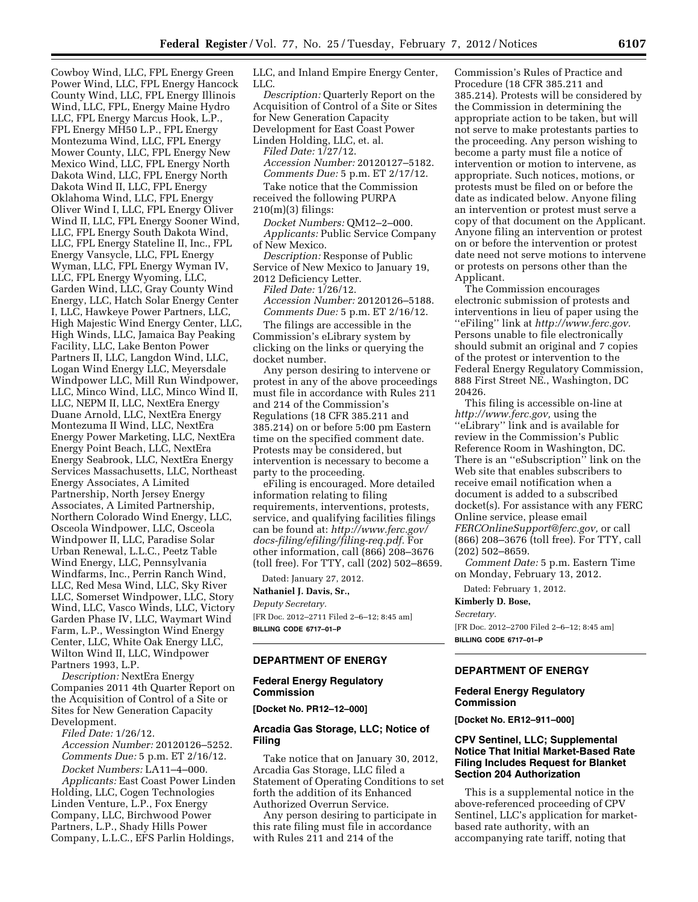Cowboy Wind, LLC, FPL Energy Green Power Wind, LLC, FPL Energy Hancock County Wind, LLC, FPL Energy Illinois Wind, LLC, FPL, Energy Maine Hydro LLC, FPL Energy Marcus Hook, L.P., FPL Energy MH50 L.P., FPL Energy Montezuma Wind, LLC, FPL Energy Mower County, LLC, FPL Energy New Mexico Wind, LLC, FPL Energy North Dakota Wind, LLC, FPL Energy North Dakota Wind II, LLC, FPL Energy Oklahoma Wind, LLC, FPL Energy Oliver Wind I, LLC, FPL Energy Oliver Wind II, LLC, FPL Energy Sooner Wind, LLC, FPL Energy South Dakota Wind, LLC, FPL Energy Stateline II, Inc., FPL Energy Vansycle, LLC, FPL Energy Wyman, LLC, FPL Energy Wyman IV, LLC, FPL Energy Wyoming, LLC, Garden Wind, LLC, Gray County Wind Energy, LLC, Hatch Solar Energy Center I, LLC, Hawkeye Power Partners, LLC, High Majestic Wind Energy Center, LLC, High Winds, LLC, Jamaica Bay Peaking Facility, LLC, Lake Benton Power Partners II, LLC, Langdon Wind, LLC, Logan Wind Energy LLC, Meyersdale Windpower LLC, Mill Run Windpower, LLC, Minco Wind, LLC, Minco Wind II, LLC, NEPM II, LLC, NextEra Energy Duane Arnold, LLC, NextEra Energy Montezuma II Wind, LLC, NextEra Energy Power Marketing, LLC, NextEra Energy Point Beach, LLC, NextEra Energy Seabrook, LLC, NextEra Energy Services Massachusetts, LLC, Northeast Energy Associates, A Limited Partnership, North Jersey Energy Associates, A Limited Partnership, Northern Colorado Wind Energy, LLC, Osceola Windpower, LLC, Osceola Windpower II, LLC, Paradise Solar Urban Renewal, L.L.C., Peetz Table Wind Energy, LLC, Pennsylvania Windfarms, Inc., Perrin Ranch Wind, LLC, Red Mesa Wind, LLC, Sky River LLC, Somerset Windpower, LLC, Story Wind, LLC, Vasco Winds, LLC, Victory Garden Phase IV, LLC, Waymart Wind Farm, L.P., Wessington Wind Energy Center, LLC, White Oak Energy LLC, Wilton Wind II, LLC, Windpower Partners 1993, L.P.

*Description:* NextEra Energy Companies 2011 4th Quarter Report on the Acquisition of Control of a Site or Sites for New Generation Capacity Development.

*Filed Date:* 1/26/12.

*Accession Number:* 20120126–5252.

*Comments Due:* 5 p.m. ET 2/16/12.

*Docket Numbers:* LA11–4–000.

*Applicants:* East Coast Power Linden Holding, LLC, Cogen Technologies Linden Venture, L.P., Fox Energy Company, LLC, Birchwood Power Partners, L.P., Shady Hills Power Company, L.L.C., EFS Parlin Holdings, LLC, and Inland Empire Energy Center, LLC.

*Description:* Quarterly Report on the Acquisition of Control of a Site or Sites for New Generation Capacity Development for East Coast Power Linden Holding, LLC, et. al.

*Filed Date:* 1/27/12.

*Accession Number:* 20120127–5182.

*Comments Due:* 5 p.m. ET 2/17/12.

Take notice that the Commission received the following PURPA 210(m)(3) filings:

*Docket Numbers:* QM12–2–000.

*Applicants:* Public Service Company of New Mexico.

*Description:* Response of Public Service of New Mexico to January 19, 2012 Deficiency Letter.

*Filed Date:* 1/26/12.

*Accession Number:* 20120126–5188.

*Comments Due:* 5 p.m. ET 2/16/12.

The filings are accessible in the Commission's eLibrary system by clicking on the links or querying the docket number.

Any person desiring to intervene or protest in any of the above proceedings must file in accordance with Rules 211 and 214 of the Commission's Regulations (18 CFR 385.211 and 385.214) on or before 5:00 pm Eastern time on the specified comment date. Protests may be considered, but intervention is necessary to become a party to the proceeding.

eFiling is encouraged. More detailed information relating to filing requirements, interventions, protests, service, and qualifying facilities filings can be found at: *http://www.ferc.gov/docs-filing/efiling/filing-req.pdf.* For other information, call (866) 208–3676 (toll free). For TTY, call (202) 502–8659.

Dated: January 27, 2012.

**Nathaniel J. Davis, Sr.,**

*Deputy Secretary.*

[FR Doc. 2012–2711 Filed 2–6–12; 8:45 am]

**BILLING CODE 6717–01–P**

## DEPARTMENT OF ENERGY

### Federal Energy Regulatory Commission

**[Docket No. PR12–12–000]**

### Arcadia Gas Storage, LLC; Notice of Filing

Take notice that on January 30, 2012, Arcadia Gas Storage, LLC filed a Statement of Operating Conditions to set forth the addition of its Enhanced Authorized Overrun Service.

Any person desiring to participate in this rate filing must file in accordance with Rules 211 and 214 of the Commission's Rules of Practice and Procedure (18 CFR 385.211 and 385.214). Protests will be considered by the Commission in determining the appropriate action to be taken, but will not serve to make protestants parties to the proceeding. Any person wishing to become a party must file a notice of intervention or motion to intervene, as appropriate. Such notices, motions, or protests must be filed on or before the date as indicated below. Anyone filing an intervention or protest must serve a copy of that document on the Applicant. Anyone filing an intervention or protest on or before the intervention or protest date need not serve motions to intervene or protests on persons other than the Applicant.

The Commission encourages electronic submission of protests and interventions in lieu of paper using the ''eFiling'' link at *http://www.ferc.gov.* Persons unable to file electronically should submit an original and 7 copies of the protest or intervention to the Federal Energy Regulatory Commission, 888 First Street NE., Washington, DC 20426.

This filing is accessible on-line at *http://www.ferc.gov,* using the ''eLibrary'' link and is available for review in the Commission's Public Reference Room in Washington, DC. There is an ''eSubscription'' link on the Web site that enables subscribers to receive email notification when a document is added to a subscribed docket(s). For assistance with any FERC Online service, please email *FERCOnlineSupport@ferc.gov,* or call (866) 208–3676 (toll free). For TTY, call (202) 502–8659.

*Comment Date:* 5 p.m. Eastern Time on Monday, February 13, 2012.

Dated: February 1, 2012.

**Kimberly D. Bose,**

*Secretary.*

[FR Doc. 2012–2700 Filed 2–6–12; 8:45 am]

**BILLING CODE 6717–01–P**

## DEPARTMENT OF ENERGY

### Federal Energy Regulatory Commission

**[Docket No. ER12–911–000]**

### CPV Sentinel, LLC; Supplemental Notice That Initial Market-Based Rate Filing Includes Request for Blanket Section 204 Authorization

This is a supplemental notice in the above-referenced proceeding of CPV Sentinel, LLC's application for market-based rate authority, with an accompanying rate tariff, noting that